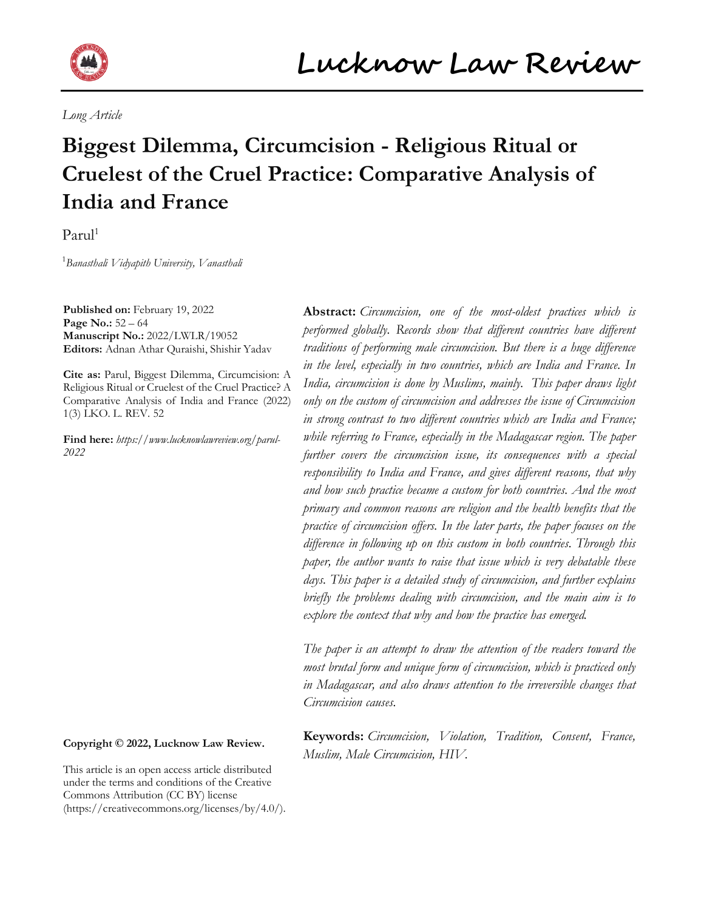*Long Article*

# Biggest Dilemma, Circumcision - Religious Ritual or Cruelest of the Cruel Practice: Comparative Analysis of India and France

Parul[1]

[1]*Banasthali Vidyapith University, Vanasthali*

**Published on:** February 19, 2022
**Page No.:** 52 – 64
**Manuscript No.:** 2022/LWLR/19052
**Editors:** Adnan Athar Quraishi, Shishir Yadav

**Cite as:** Parul, Biggest Dilemma, Circumcision: A Religious Ritual or Cruelest of the Cruel Practice? A Comparative Analysis of India and France (2022) 1(3) LKO. L. REV. 52

**Find here:** *https://www.lucknowlawreview.org/parul-2022*

**Copyright © 2022, Lucknow Law Review.**

This article is an open access article distributed under the terms and conditions of the Creative Commons Attribution (CC BY) license (https://creativecommons.org/licenses/by/4.0/).

**Abstract:** *Circumcision, one of the most-oldest practices which is performed globally. Records show that different countries have different traditions of performing male circumcision. But there is a huge difference in the level, especially in two countries, which are India and France. In India, circumcision is done by Muslims, mainly. This paper draws light only on the custom of circumcision and addresses the issue of Circumcision in strong contrast to two different countries which are India and France; while referring to France, especially in the Madagascar region. The paper further covers the circumcision issue, its consequences with a special responsibility to India and France, and gives different reasons, that why and how such practice became a custom for both countries. And the most primary and common reasons are religion and the health benefits that the practice of circumcision offers. In the later parts, the paper focuses on the difference in following up on this custom in both countries. Through this paper, the author wants to raise that issue which is very debatable these days. This paper is a detailed study of circumcision, and further explains briefly the problems dealing with circumcision, and the main aim is to explore the context that why and how the practice has emerged.*

*The paper is an attempt to draw the attention of the readers toward the most brutal form and unique form of circumcision, which is practiced only in Madagascar, and also draws attention to the irreversible changes that Circumcision causes.*

**Keywords:** *Circumcision, Violation, Tradition, Consent, France, Muslim, Male Circumcision, HIV.*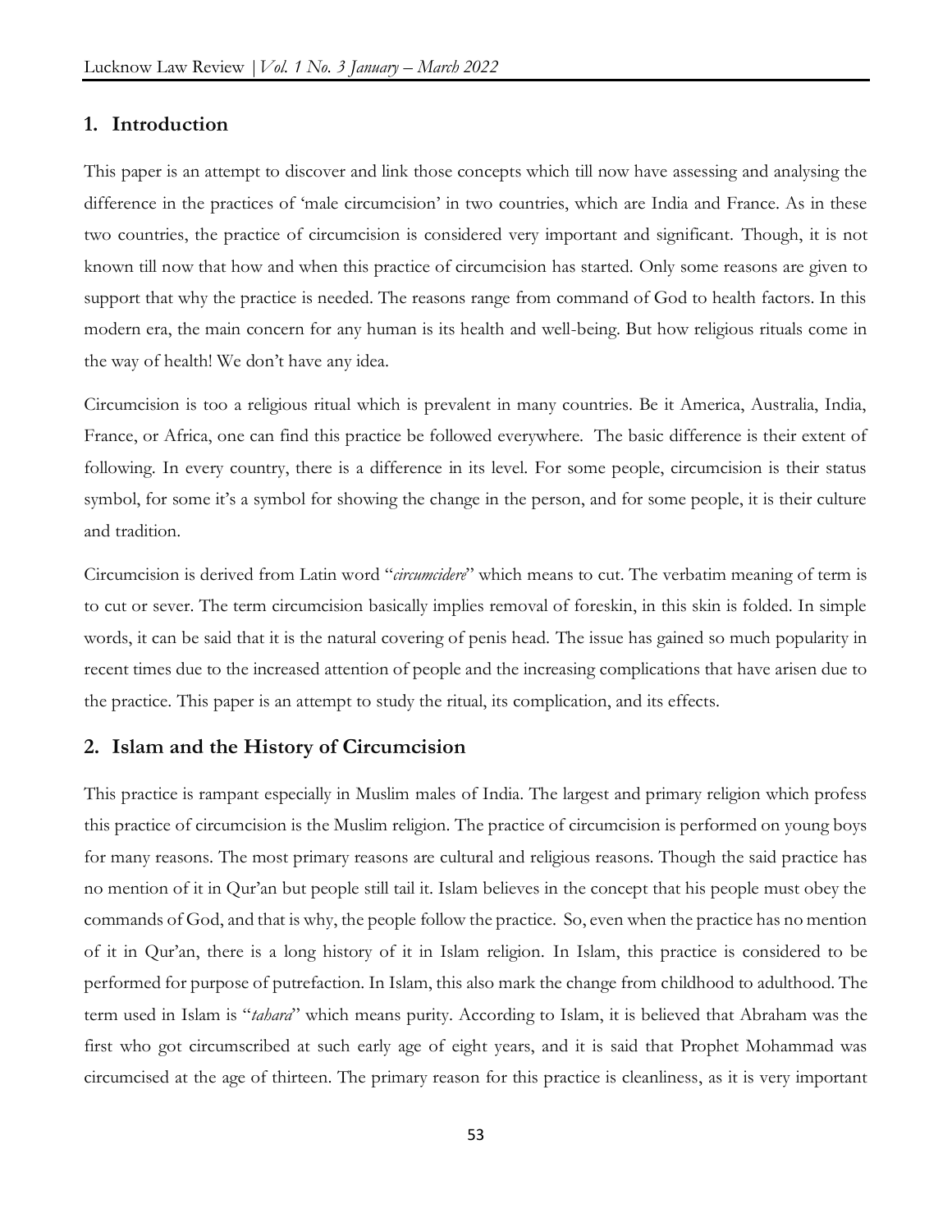## 1. Introduction

This paper is an attempt to discover and link those concepts which till now have assessing and analysing the difference in the practices of 'male circumcision' in two countries, which are India and France. As in these two countries, the practice of circumcision is considered very important and significant. Though, it is not known till now that how and when this practice of circumcision has started. Only some reasons are given to support that why the practice is needed. The reasons range from command of God to health factors. In this modern era, the main concern for any human is its health and well-being. But how religious rituals come in the way of health! We don't have any idea.

Circumcision is too a religious ritual which is prevalent in many countries. Be it America, Australia, India, France, or Africa, one can find this practice be followed everywhere. The basic difference is their extent of following. In every country, there is a difference in its level. For some people, circumcision is their status symbol, for some it's a symbol for showing the change in the person, and for some people, it is their culture and tradition.

Circumcision is derived from Latin word "*circumcidere*" which means to cut. The verbatim meaning of term is to cut or sever. The term circumcision basically implies removal of foreskin, in this skin is folded. In simple words, it can be said that it is the natural covering of penis head. The issue has gained so much popularity in recent times due to the increased attention of people and the increasing complications that have arisen due to the practice. This paper is an attempt to study the ritual, its complication, and its effects.

## 2. Islam and the History of Circumcision

This practice is rampant especially in Muslim males of India. The largest and primary religion which profess this practice of circumcision is the Muslim religion. The practice of circumcision is performed on young boys for many reasons. The most primary reasons are cultural and religious reasons. Though the said practice has no mention of it in Qur'an but people still tail it. Islam believes in the concept that his people must obey the commands of God, and that is why, the people follow the practice. So, even when the practice has no mention of it in Qur'an, there is a long history of it in Islam religion. In Islam, this practice is considered to be performed for purpose of putrefaction. In Islam, this also mark the change from childhood to adulthood. The term used in Islam is "*tahara*" which means purity. According to Islam, it is believed that Abraham was the first who got circumscribed at such early age of eight years, and it is said that Prophet Mohammad was circumcised at the age of thirteen. The primary reason for this practice is cleanliness, as it is very important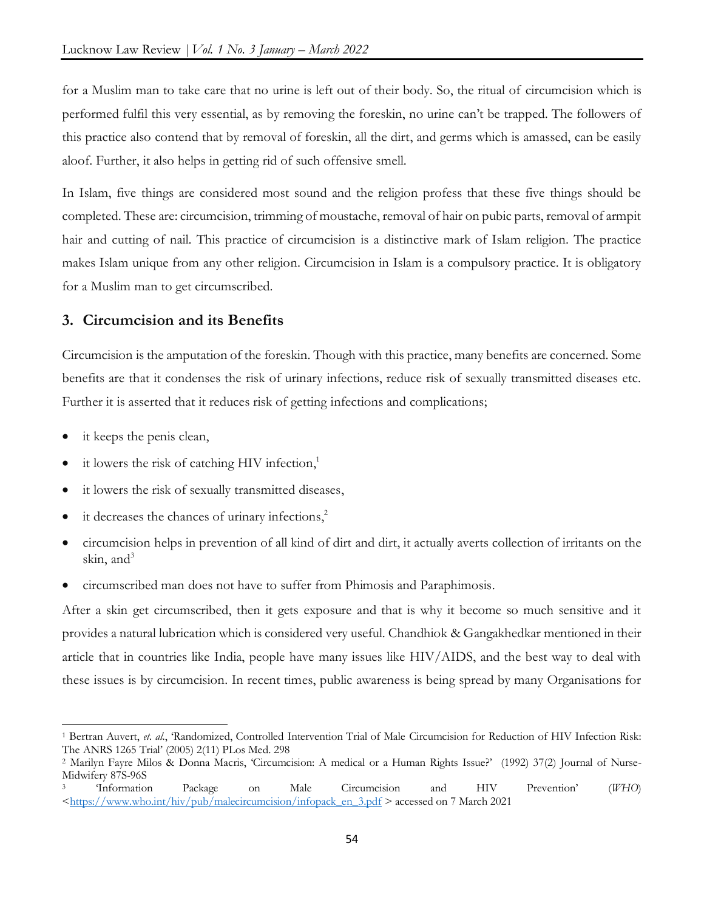for a Muslim man to take care that no urine is left out of their body. So, the ritual of circumcision which is performed fulfil this very essential, as by removing the foreskin, no urine can't be trapped. The followers of this practice also contend that by removal of foreskin, all the dirt, and germs which is amassed, can be easily aloof. Further, it also helps in getting rid of such offensive smell.

In Islam, five things are considered most sound and the religion profess that these five things should be completed. These are: circumcision, trimming of moustache, removal of hair on pubic parts, removal of armpit hair and cutting of nail. This practice of circumcision is a distinctive mark of Islam religion. The practice makes Islam unique from any other religion. Circumcision in Islam is a compulsory practice. It is obligatory for a Muslim man to get circumscribed.

## 3. Circumcision and its Benefits

Circumcision is the amputation of the foreskin. Though with this practice, many benefits are concerned. Some benefits are that it condenses the risk of urinary infections, reduce risk of sexually transmitted diseases etc. Further it is asserted that it reduces risk of getting infections and complications;

- it keeps the penis clean,
- it lowers the risk of catching HIV infection,[1]
- it lowers the risk of sexually transmitted diseases,
- it decreases the chances of urinary infections,[2]
- circumcision helps in prevention of all kind of dirt and dirt, it actually averts collection of irritants on the skin, and[3]
- circumscribed man does not have to suffer from Phimosis and Paraphimosis.

After a skin get circumscribed, then it gets exposure and that is why it become so much sensitive and it provides a natural lubrication which is considered very useful. Chandhiok & Gangakhedkar mentioned in their article that in countries like India, people have many issues like HIV/AIDS, and the best way to deal with these issues is by circumcision. In recent times, public awareness is being spread by many Organisations for

---

[1] Bertran Auvert, *et. al.*, 'Randomized, Controlled Intervention Trial of Male Circumcision for Reduction of HIV Infection Risk: The ANRS 1265 Trial' (2005) 2(11) PLos Med. 298

[2] Marilyn Fayre Milos & Donna Macris, 'Circumcision: A medical or a Human Rights Issue?' (1992) 37(2) Journal of Nurse-Midwifery 87S-96S

[3] 'Information Package on Male Circumcision and HIV Prevention' (*WHO*) <https://www.who.int/hiv/pub/malecircumcision/infopack_en_3.pdf > accessed on 7 March 2021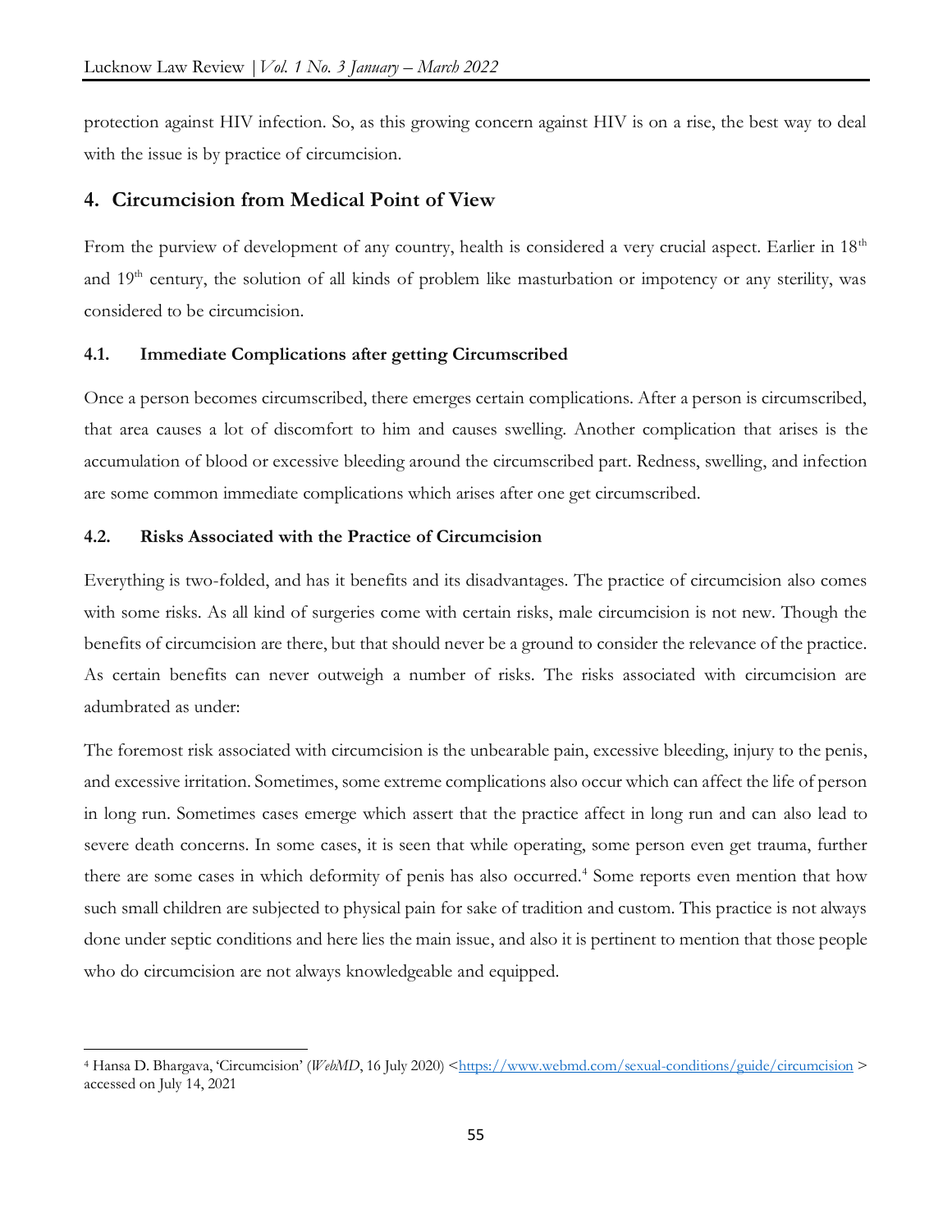protection against HIV infection. So, as this growing concern against HIV is on a rise, the best way to deal with the issue is by practice of circumcision.

## 4. Circumcision from Medical Point of View

From the purview of development of any country, health is considered a very crucial aspect. Earlier in 18th and 19th century, the solution of all kinds of problem like masturbation or impotency or any sterility, was considered to be circumcision.

### 4.1. Immediate Complications after getting Circumscribed

Once a person becomes circumscribed, there emerges certain complications. After a person is circumscribed, that area causes a lot of discomfort to him and causes swelling. Another complication that arises is the accumulation of blood or excessive bleeding around the circumscribed part. Redness, swelling, and infection are some common immediate complications which arises after one get circumscribed.

### 4.2. Risks Associated with the Practice of Circumcision

Everything is two-folded, and has it benefits and its disadvantages. The practice of circumcision also comes with some risks. As all kind of surgeries come with certain risks, male circumcision is not new. Though the benefits of circumcision are there, but that should never be a ground to consider the relevance of the practice. As certain benefits can never outweigh a number of risks. The risks associated with circumcision are adumbrated as under:

The foremost risk associated with circumcision is the unbearable pain, excessive bleeding, injury to the penis, and excessive irritation. Sometimes, some extreme complications also occur which can affect the life of person in long run. Sometimes cases emerge which assert that the practice affect in long run and can also lead to severe death concerns. In some cases, it is seen that while operating, some person even get trauma, further there are some cases in which deformity of penis has also occurred.[4] Some reports even mention that how such small children are subjected to physical pain for sake of tradition and custom. This practice is not always done under septic conditions and here lies the main issue, and also it is pertinent to mention that those people who do circumcision are not always knowledgeable and equipped.

---

[4] Hansa D. Bhargava, 'Circumcision' (*WebMD*, 16 July 2020) <https://www.webmd.com/sexual-conditions/guide/circumcision > accessed on July 14, 2021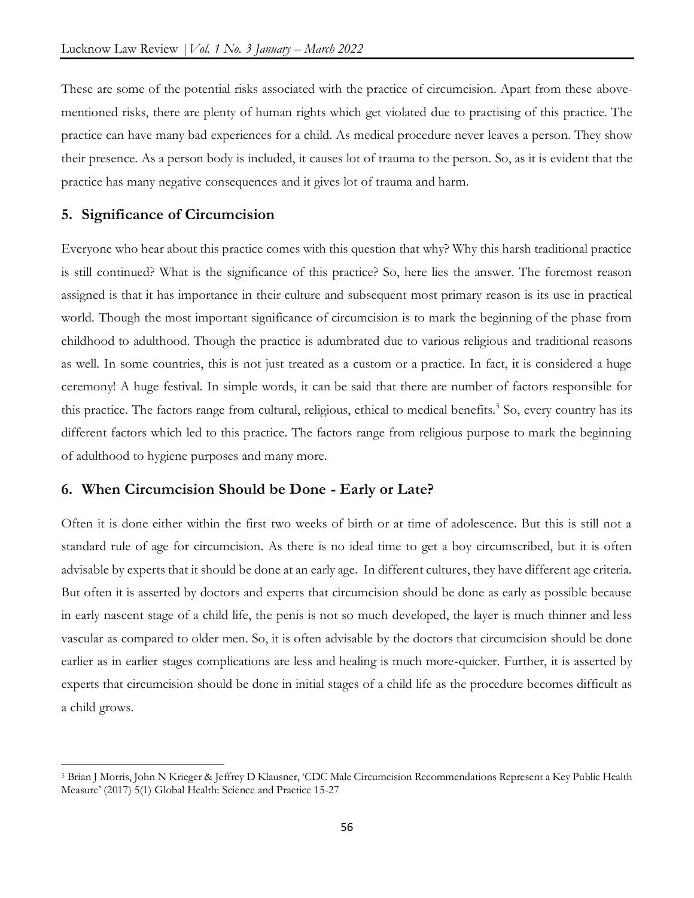These are some of the potential risks associated with the practice of circumcision. Apart from these above-mentioned risks, there are plenty of human rights which get violated due to practising of this practice. The practice can have many bad experiences for a child. As medical procedure never leaves a person. They show their presence. As a person body is included, it causes lot of trauma to the person. So, as it is evident that the practice has many negative consequences and it gives lot of trauma and harm.

## 5. Significance of Circumcision

Everyone who hear about this practice comes with this question that why? Why this harsh traditional practice is still continued? What is the significance of this practice? So, here lies the answer. The foremost reason assigned is that it has importance in their culture and subsequent most primary reason is its use in practical world. Though the most important significance of circumcision is to mark the beginning of the phase from childhood to adulthood. Though the practice is adumbrated due to various religious and traditional reasons as well. In some countries, this is not just treated as a custom or a practice. In fact, it is considered a huge ceremony! A huge festival. In simple words, it can be said that there are number of factors responsible for this practice. The factors range from cultural, religious, ethical to medical benefits.[5] So, every country has its different factors which led to this practice. The factors range from religious purpose to mark the beginning of adulthood to hygiene purposes and many more.

## 6. When Circumcision Should be Done - Early or Late?

Often it is done either within the first two weeks of birth or at time of adolescence. But this is still not a standard rule of age for circumcision. As there is no ideal time to get a boy circumscribed, but it is often advisable by experts that it should be done at an early age. In different cultures, they have different age criteria. But often it is asserted by doctors and experts that circumcision should be done as early as possible because in early nascent stage of a child life, the penis is not so much developed, the layer is much thinner and less vascular as compared to older men. So, it is often advisable by the doctors that circumcision should be done earlier as in earlier stages complications are less and healing is much more-quicker. Further, it is asserted by experts that circumcision should be done in initial stages of a child life as the procedure becomes difficult as a child grows.

---

[5] Brian J Morris, John N Krieger & Jeffrey D Klausner, 'CDC Male Circumcision Recommendations Represent a Key Public Health Measure' (2017) 5(1) Global Health: Science and Practice 15-27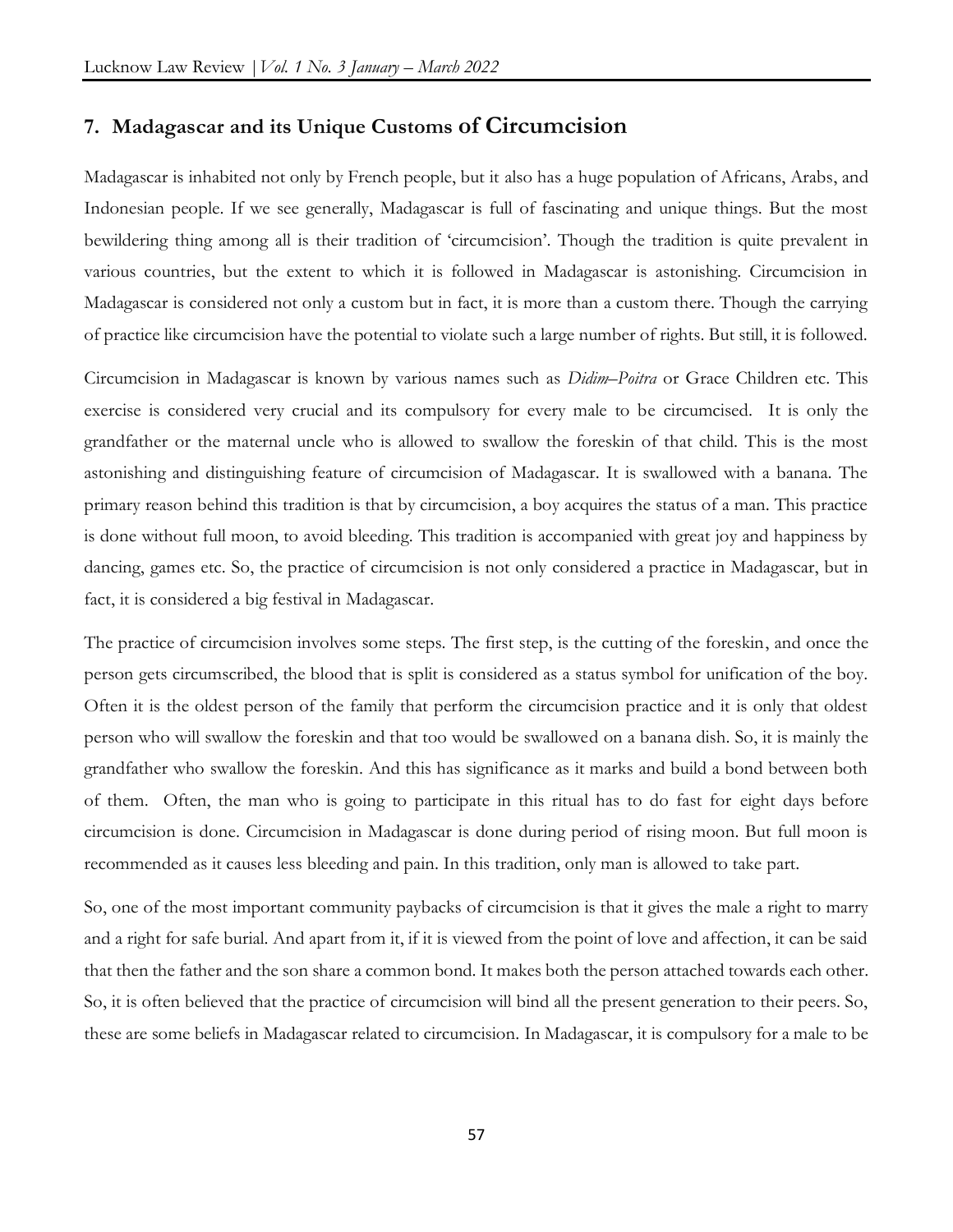## 7. Madagascar and its Unique Customs of Circumcision

Madagascar is inhabited not only by French people, but it also has a huge population of Africans, Arabs, and Indonesian people. If we see generally, Madagascar is full of fascinating and unique things. But the most bewildering thing among all is their tradition of 'circumcision'. Though the tradition is quite prevalent in various countries, but the extent to which it is followed in Madagascar is astonishing. Circumcision in Madagascar is considered not only a custom but in fact, it is more than a custom there. Though the carrying of practice like circumcision have the potential to violate such a large number of rights. But still, it is followed.

Circumcision in Madagascar is known by various names such as *Didim–Poitra* or Grace Children etc. This exercise is considered very crucial and its compulsory for every male to be circumcised. It is only the grandfather or the maternal uncle who is allowed to swallow the foreskin of that child. This is the most astonishing and distinguishing feature of circumcision of Madagascar. It is swallowed with a banana. The primary reason behind this tradition is that by circumcision, a boy acquires the status of a man. This practice is done without full moon, to avoid bleeding. This tradition is accompanied with great joy and happiness by dancing, games etc. So, the practice of circumcision is not only considered a practice in Madagascar, but in fact, it is considered a big festival in Madagascar.

The practice of circumcision involves some steps. The first step, is the cutting of the foreskin, and once the person gets circumscribed, the blood that is split is considered as a status symbol for unification of the boy. Often it is the oldest person of the family that perform the circumcision practice and it is only that oldest person who will swallow the foreskin and that too would be swallowed on a banana dish. So, it is mainly the grandfather who swallow the foreskin. And this has significance as it marks and build a bond between both of them. Often, the man who is going to participate in this ritual has to do fast for eight days before circumcision is done. Circumcision in Madagascar is done during period of rising moon. But full moon is recommended as it causes less bleeding and pain. In this tradition, only man is allowed to take part.

So, one of the most important community paybacks of circumcision is that it gives the male a right to marry and a right for safe burial. And apart from it, if it is viewed from the point of love and affection, it can be said that then the father and the son share a common bond. It makes both the person attached towards each other. So, it is often believed that the practice of circumcision will bind all the present generation to their peers. So, these are some beliefs in Madagascar related to circumcision. In Madagascar, it is compulsory for a male to be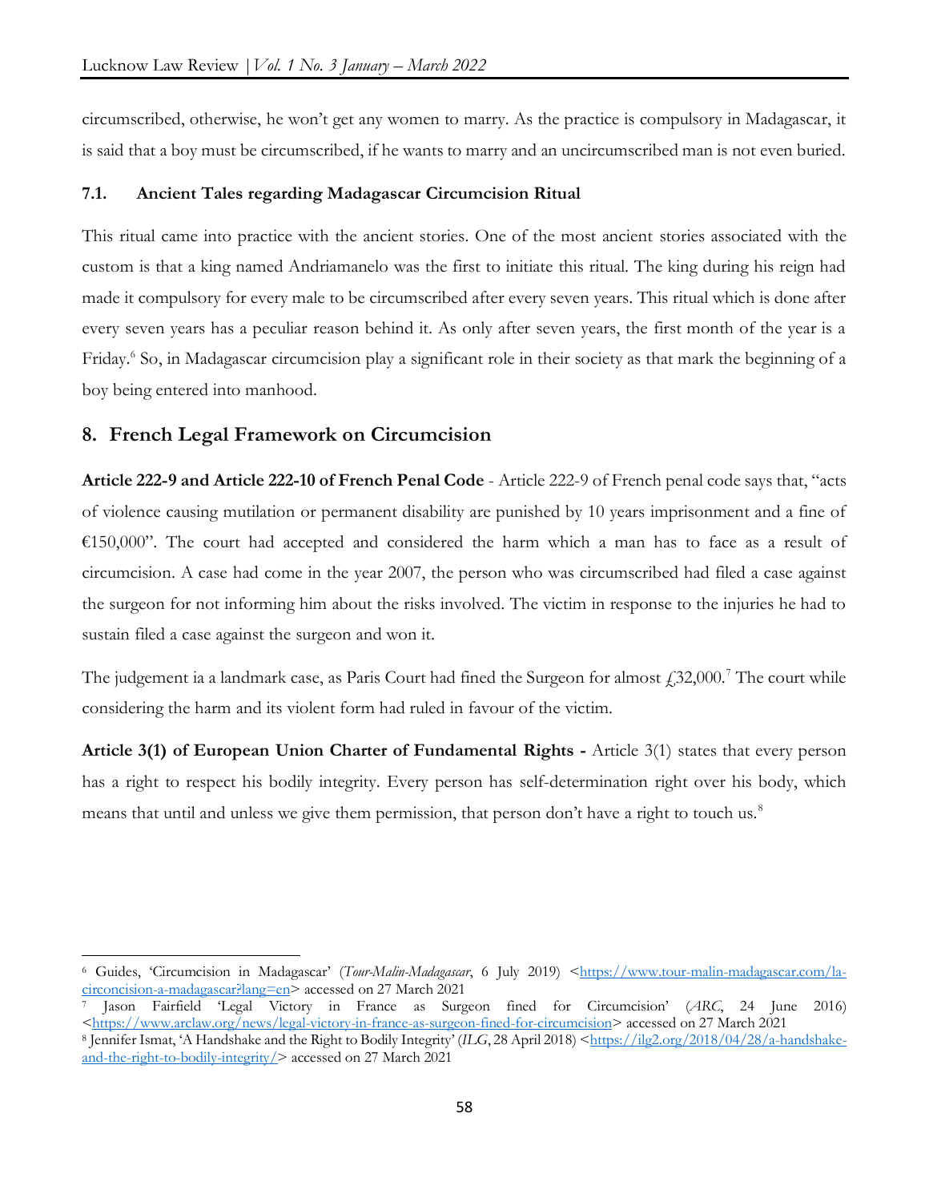circumscribed, otherwise, he won't get any women to marry. As the practice is compulsory in Madagascar, it is said that a boy must be circumscribed, if he wants to marry and an uncircumscribed man is not even buried.

### 7.1. Ancient Tales regarding Madagascar Circumcision Ritual

This ritual came into practice with the ancient stories. One of the most ancient stories associated with the custom is that a king named Andriamanelo was the first to initiate this ritual. The king during his reign had made it compulsory for every male to be circumscribed after every seven years. This ritual which is done after every seven years has a peculiar reason behind it. As only after seven years, the first month of the year is a Friday.[6] So, in Madagascar circumcision play a significant role in their society as that mark the beginning of a boy being entered into manhood.

## 8. French Legal Framework on Circumcision

**Article 222-9 and Article 222-10 of French Penal Code** - Article 222-9 of French penal code says that, "acts of violence causing mutilation or permanent disability are punished by 10 years imprisonment and a fine of €150,000". The court had accepted and considered the harm which a man has to face as a result of circumcision. A case had come in the year 2007, the person who was circumscribed had filed a case against the surgeon for not informing him about the risks involved. The victim in response to the injuries he had to sustain filed a case against the surgeon and won it.

The judgement ia a landmark case, as Paris Court had fined the Surgeon for almost £32,000.[7] The court while considering the harm and its violent form had ruled in favour of the victim.

**Article 3(1) of European Union Charter of Fundamental Rights -** Article 3(1) states that every person has a right to respect his bodily integrity. Every person has self-determination right over his body, which means that until and unless we give them permission, that person don't have a right to touch us.[8]

---

[6] Guides, 'Circumcision in Madagascar' (*Tour-Malin-Madagascar*, 6 July 2019) <https://www.tour-malin-madagascar.com/la-circoncision-a-madagascar?lang=en> accessed on 27 March 2021

[7] Jason Fairfield 'Legal Victory in France as Surgeon fined for Circumcision' (*ARC*, 24 June 2016) <https://www.arclaw.org/news/legal-victory-in-france-as-surgeon-fined-for-circumcision> accessed on 27 March 2021

[8] Jennifer Ismat, 'A Handshake and the Right to Bodily Integrity' (*ILG*, 28 April 2018) <https://ilg2.org/2018/04/28/a-handshake-and-the-right-to-bodily-integrity/> accessed on 27 March 2021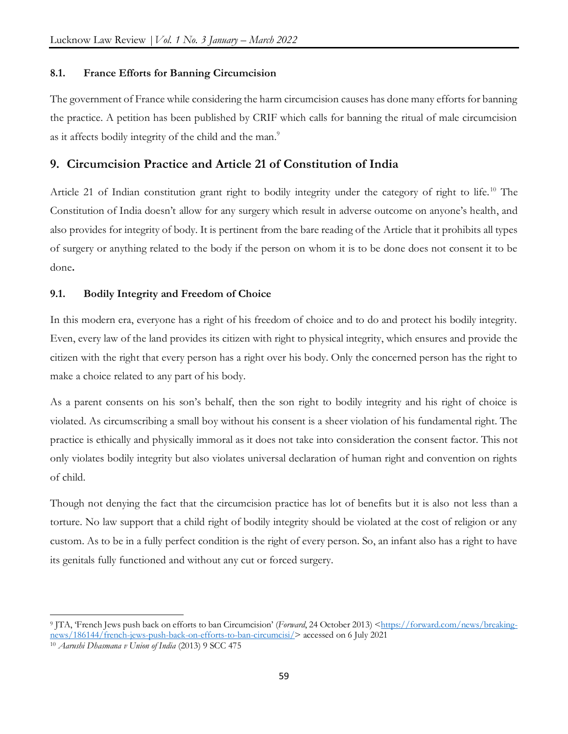### 8.1. France Efforts for Banning Circumcision

The government of France while considering the harm circumcision causes has done many efforts for banning the practice. A petition has been published by CRIF which calls for banning the ritual of male circumcision as it affects bodily integrity of the child and the man.[9]

## 9. Circumcision Practice and Article 21 of Constitution of India

Article 21 of Indian constitution grant right to bodily integrity under the category of right to life.[10] The Constitution of India doesn't allow for any surgery which result in adverse outcome on anyone's health, and also provides for integrity of body. It is pertinent from the bare reading of the Article that it prohibits all types of surgery or anything related to the body if the person on whom it is to be done does not consent it to be done**.**

### 9.1. Bodily Integrity and Freedom of Choice

In this modern era, everyone has a right of his freedom of choice and to do and protect his bodily integrity. Even, every law of the land provides its citizen with right to physical integrity, which ensures and provide the citizen with the right that every person has a right over his body. Only the concerned person has the right to make a choice related to any part of his body.

As a parent consents on his son's behalf, then the son right to bodily integrity and his right of choice is violated. As circumscribing a small boy without his consent is a sheer violation of his fundamental right. The practice is ethically and physically immoral as it does not take into consideration the consent factor. This not only violates bodily integrity but also violates universal declaration of human right and convention on rights of child.

Though not denying the fact that the circumcision practice has lot of benefits but it is also not less than a torture. No law support that a child right of bodily integrity should be violated at the cost of religion or any custom. As to be in a fully perfect condition is the right of every person. So, an infant also has a right to have its genitals fully functioned and without any cut or forced surgery.

---

[9] JTA, 'French Jews push back on efforts to ban Circumcision' (*Forward*, 24 October 2013) <https://forward.com/news/breaking-news/186144/french-jews-push-back-on-efforts-to-ban-circumcisi/> accessed on 6 July 2021

[10] *Aarushi Dhasmana v Union of India* (2013) 9 SCC 475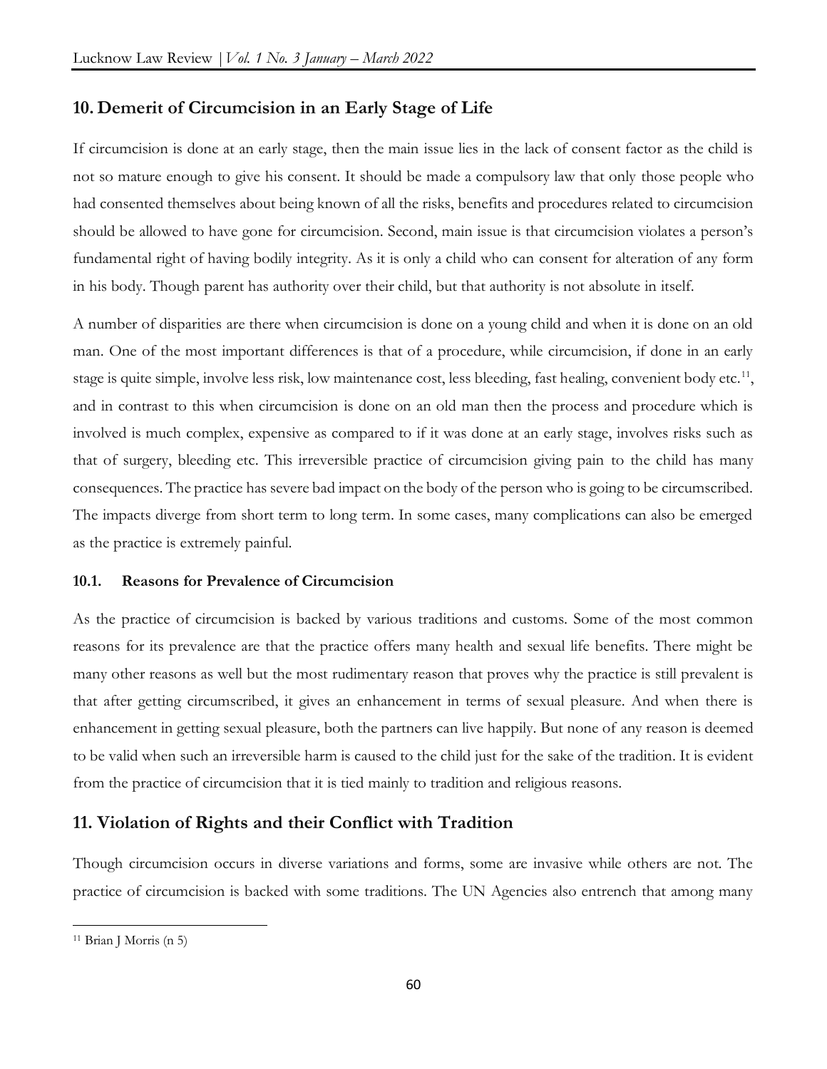## 10. Demerit of Circumcision in an Early Stage of Life

If circumcision is done at an early stage, then the main issue lies in the lack of consent factor as the child is not so mature enough to give his consent. It should be made a compulsory law that only those people who had consented themselves about being known of all the risks, benefits and procedures related to circumcision should be allowed to have gone for circumcision. Second, main issue is that circumcision violates a person's fundamental right of having bodily integrity. As it is only a child who can consent for alteration of any form in his body. Though parent has authority over their child, but that authority is not absolute in itself.

A number of disparities are there when circumcision is done on a young child and when it is done on an old man. One of the most important differences is that of a procedure, while circumcision, if done in an early stage is quite simple, involve less risk, low maintenance cost, less bleeding, fast healing, convenient body etc.[11], and in contrast to this when circumcision is done on an old man then the process and procedure which is involved is much complex, expensive as compared to if it was done at an early stage, involves risks such as that of surgery, bleeding etc. This irreversible practice of circumcision giving pain to the child has many consequences. The practice has severe bad impact on the body of the person who is going to be circumscribed. The impacts diverge from short term to long term. In some cases, many complications can also be emerged as the practice is extremely painful.

### 10.1. Reasons for Prevalence of Circumcision

As the practice of circumcision is backed by various traditions and customs. Some of the most common reasons for its prevalence are that the practice offers many health and sexual life benefits. There might be many other reasons as well but the most rudimentary reason that proves why the practice is still prevalent is that after getting circumscribed, it gives an enhancement in terms of sexual pleasure. And when there is enhancement in getting sexual pleasure, both the partners can live happily. But none of any reason is deemed to be valid when such an irreversible harm is caused to the child just for the sake of the tradition. It is evident from the practice of circumcision that it is tied mainly to tradition and religious reasons.

## 11. Violation of Rights and their Conflict with Tradition

Though circumcision occurs in diverse variations and forms, some are invasive while others are not. The practice of circumcision is backed with some traditions. The UN Agencies also entrench that among many

[11] Brian J Morris (n 5)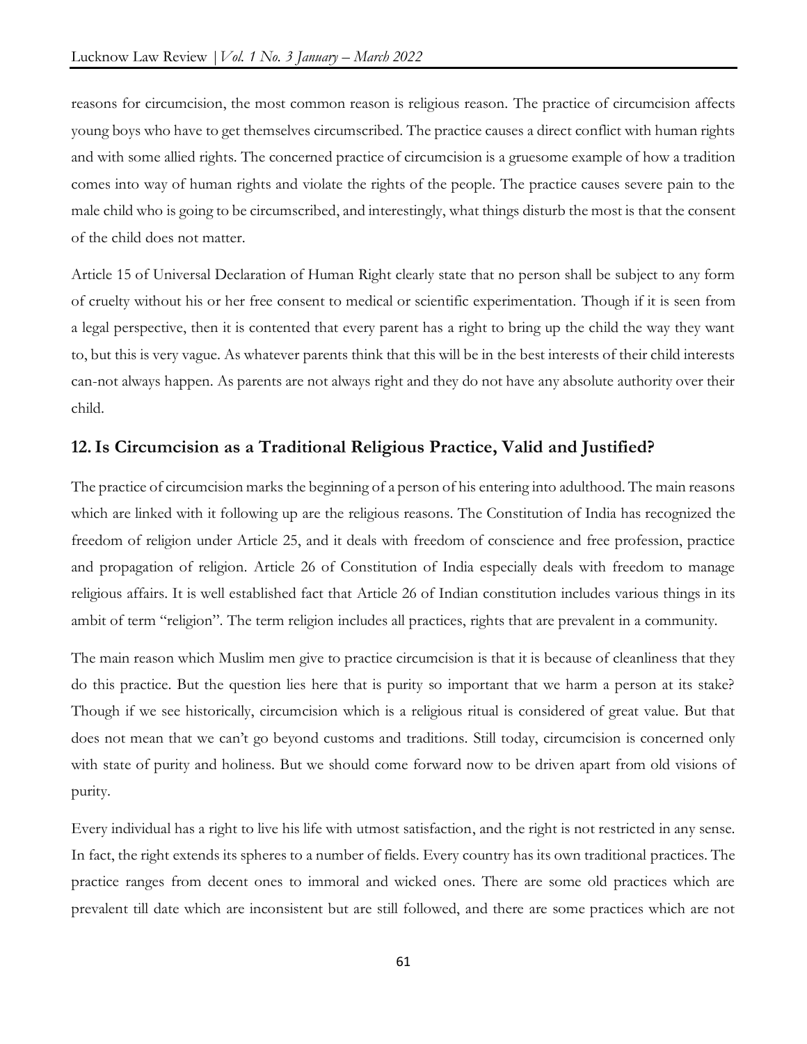reasons for circumcision, the most common reason is religious reason. The practice of circumcision affects young boys who have to get themselves circumscribed. The practice causes a direct conflict with human rights and with some allied rights. The concerned practice of circumcision is a gruesome example of how a tradition comes into way of human rights and violate the rights of the people. The practice causes severe pain to the male child who is going to be circumscribed, and interestingly, what things disturb the most is that the consent of the child does not matter.

Article 15 of Universal Declaration of Human Right clearly state that no person shall be subject to any form of cruelty without his or her free consent to medical or scientific experimentation. Though if it is seen from a legal perspective, then it is contented that every parent has a right to bring up the child the way they want to, but this is very vague. As whatever parents think that this will be in the best interests of their child interests can-not always happen. As parents are not always right and they do not have any absolute authority over their child.

## 12. Is Circumcision as a Traditional Religious Practice, Valid and Justified?

The practice of circumcision marks the beginning of a person of his entering into adulthood. The main reasons which are linked with it following up are the religious reasons. The Constitution of India has recognized the freedom of religion under Article 25, and it deals with freedom of conscience and free profession, practice and propagation of religion. Article 26 of Constitution of India especially deals with freedom to manage religious affairs. It is well established fact that Article 26 of Indian constitution includes various things in its ambit of term "religion". The term religion includes all practices, rights that are prevalent in a community.

The main reason which Muslim men give to practice circumcision is that it is because of cleanliness that they do this practice. But the question lies here that is purity so important that we harm a person at its stake? Though if we see historically, circumcision which is a religious ritual is considered of great value. But that does not mean that we can't go beyond customs and traditions. Still today, circumcision is concerned only with state of purity and holiness. But we should come forward now to be driven apart from old visions of purity.

Every individual has a right to live his life with utmost satisfaction, and the right is not restricted in any sense. In fact, the right extends its spheres to a number of fields. Every country has its own traditional practices. The practice ranges from decent ones to immoral and wicked ones. There are some old practices which are prevalent till date which are inconsistent but are still followed, and there are some practices which are not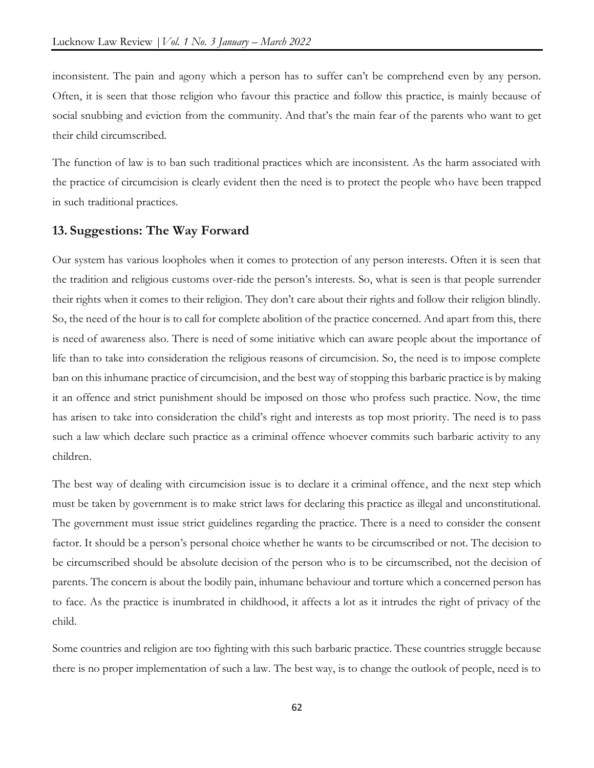inconsistent. The pain and agony which a person has to suffer can't be comprehend even by any person. Often, it is seen that those religion who favour this practice and follow this practice, is mainly because of social snubbing and eviction from the community. And that's the main fear of the parents who want to get their child circumscribed.

The function of law is to ban such traditional practices which are inconsistent. As the harm associated with the practice of circumcision is clearly evident then the need is to protect the people who have been trapped in such traditional practices.

## 13. Suggestions: The Way Forward

Our system has various loopholes when it comes to protection of any person interests. Often it is seen that the tradition and religious customs over-ride the person's interests. So, what is seen is that people surrender their rights when it comes to their religion. They don't care about their rights and follow their religion blindly. So, the need of the hour is to call for complete abolition of the practice concerned. And apart from this, there is need of awareness also. There is need of some initiative which can aware people about the importance of life than to take into consideration the religious reasons of circumcision. So, the need is to impose complete ban on this inhumane practice of circumcision, and the best way of stopping this barbaric practice is by making it an offence and strict punishment should be imposed on those who profess such practice. Now, the time has arisen to take into consideration the child's right and interests as top most priority. The need is to pass such a law which declare such practice as a criminal offence whoever commits such barbaric activity to any children.

The best way of dealing with circumcision issue is to declare it a criminal offence, and the next step which must be taken by government is to make strict laws for declaring this practice as illegal and unconstitutional. The government must issue strict guidelines regarding the practice. There is a need to consider the consent factor. It should be a person's personal choice whether he wants to be circumscribed or not. The decision to be circumscribed should be absolute decision of the person who is to be circumscribed, not the decision of parents. The concern is about the bodily pain, inhumane behaviour and torture which a concerned person has to face. As the practice is inumbrated in childhood, it affects a lot as it intrudes the right of privacy of the child.

Some countries and religion are too fighting with this such barbaric practice. These countries struggle because there is no proper implementation of such a law. The best way, is to change the outlook of people, need is to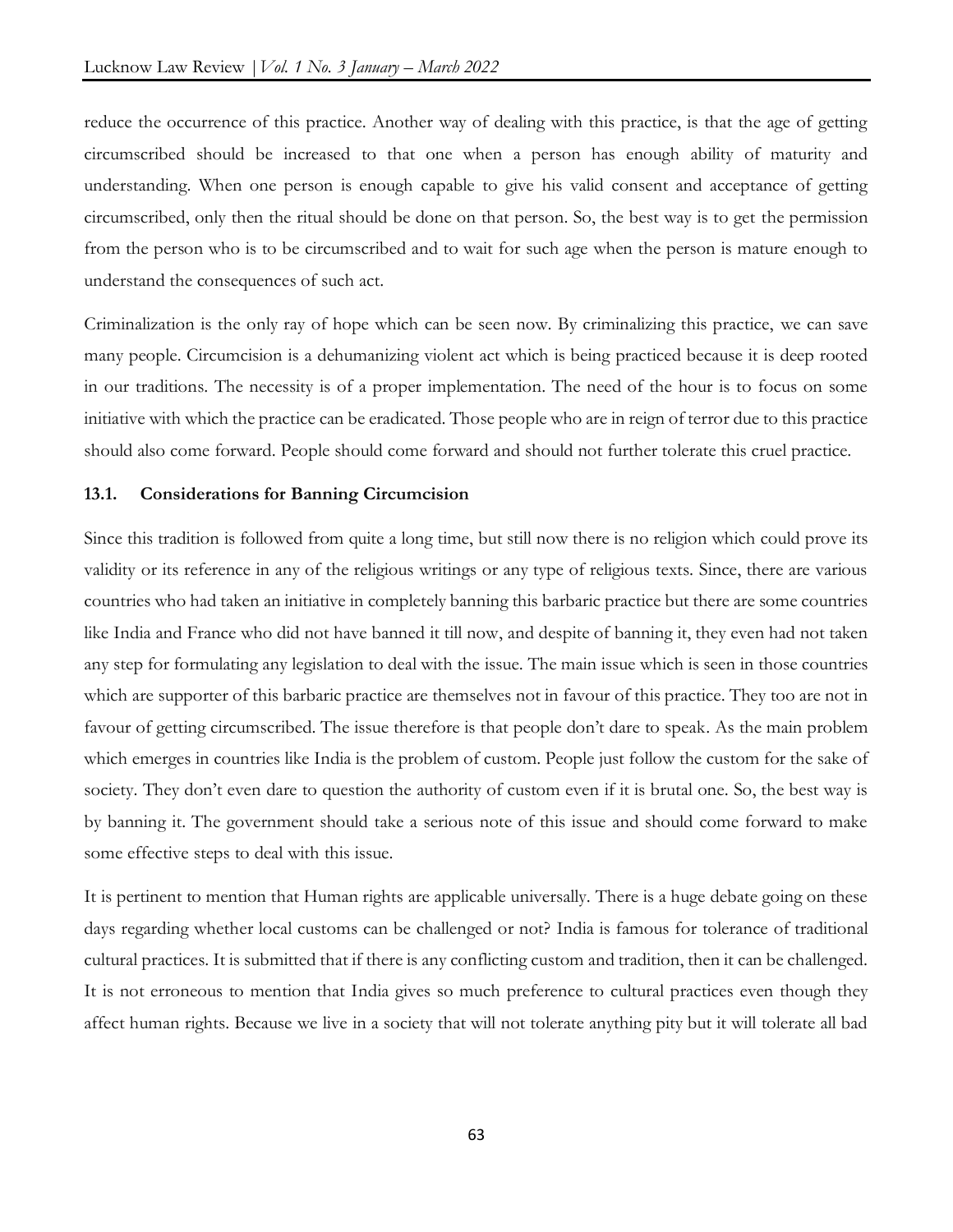reduce the occurrence of this practice. Another way of dealing with this practice, is that the age of getting circumscribed should be increased to that one when a person has enough ability of maturity and understanding. When one person is enough capable to give his valid consent and acceptance of getting circumscribed, only then the ritual should be done on that person. So, the best way is to get the permission from the person who is to be circumscribed and to wait for such age when the person is mature enough to understand the consequences of such act.

Criminalization is the only ray of hope which can be seen now. By criminalizing this practice, we can save many people. Circumcision is a dehumanizing violent act which is being practiced because it is deep rooted in our traditions. The necessity is of a proper implementation. The need of the hour is to focus on some initiative with which the practice can be eradicated. Those people who are in reign of terror due to this practice should also come forward. People should come forward and should not further tolerate this cruel practice.

### 13.1. Considerations for Banning Circumcision

Since this tradition is followed from quite a long time, but still now there is no religion which could prove its validity or its reference in any of the religious writings or any type of religious texts. Since, there are various countries who had taken an initiative in completely banning this barbaric practice but there are some countries like India and France who did not have banned it till now, and despite of banning it, they even had not taken any step for formulating any legislation to deal with the issue. The main issue which is seen in those countries which are supporter of this barbaric practice are themselves not in favour of this practice. They too are not in favour of getting circumscribed. The issue therefore is that people don't dare to speak. As the main problem which emerges in countries like India is the problem of custom. People just follow the custom for the sake of society. They don't even dare to question the authority of custom even if it is brutal one. So, the best way is by banning it. The government should take a serious note of this issue and should come forward to make some effective steps to deal with this issue.

It is pertinent to mention that Human rights are applicable universally. There is a huge debate going on these days regarding whether local customs can be challenged or not? India is famous for tolerance of traditional cultural practices. It is submitted that if there is any conflicting custom and tradition, then it can be challenged. It is not erroneous to mention that India gives so much preference to cultural practices even though they affect human rights. Because we live in a society that will not tolerate anything pity but it will tolerate all bad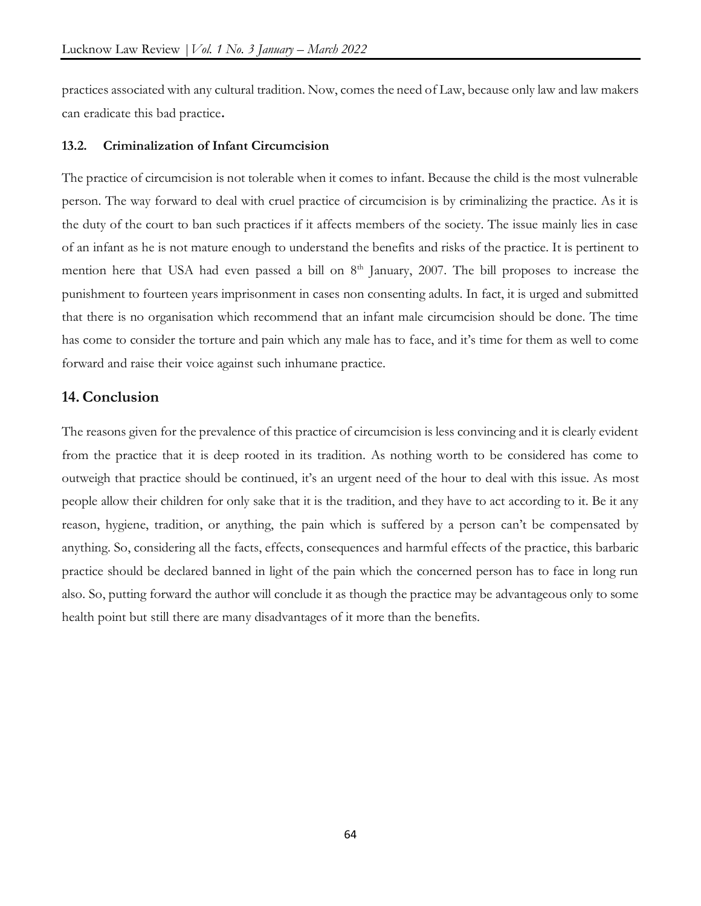practices associated with any cultural tradition. Now, comes the need of Law, because only law and law makers can eradicate this bad practice**.**

### 13.2. Criminalization of Infant Circumcision

The practice of circumcision is not tolerable when it comes to infant. Because the child is the most vulnerable person. The way forward to deal with cruel practice of circumcision is by criminalizing the practice. As it is the duty of the court to ban such practices if it affects members of the society. The issue mainly lies in case of an infant as he is not mature enough to understand the benefits and risks of the practice. It is pertinent to mention here that USA had even passed a bill on 8th January, 2007. The bill proposes to increase the punishment to fourteen years imprisonment in cases non consenting adults. In fact, it is urged and submitted that there is no organisation which recommend that an infant male circumcision should be done. The time has come to consider the torture and pain which any male has to face, and it's time for them as well to come forward and raise their voice against such inhumane practice.

## 14. Conclusion

The reasons given for the prevalence of this practice of circumcision is less convincing and it is clearly evident from the practice that it is deep rooted in its tradition. As nothing worth to be considered has come to outweigh that practice should be continued, it's an urgent need of the hour to deal with this issue. As most people allow their children for only sake that it is the tradition, and they have to act according to it. Be it any reason, hygiene, tradition, or anything, the pain which is suffered by a person can't be compensated by anything. So, considering all the facts, effects, consequences and harmful effects of the practice, this barbaric practice should be declared banned in light of the pain which the concerned person has to face in long run also. So, putting forward the author will conclude it as though the practice may be advantageous only to some health point but still there are many disadvantages of it more than the benefits.